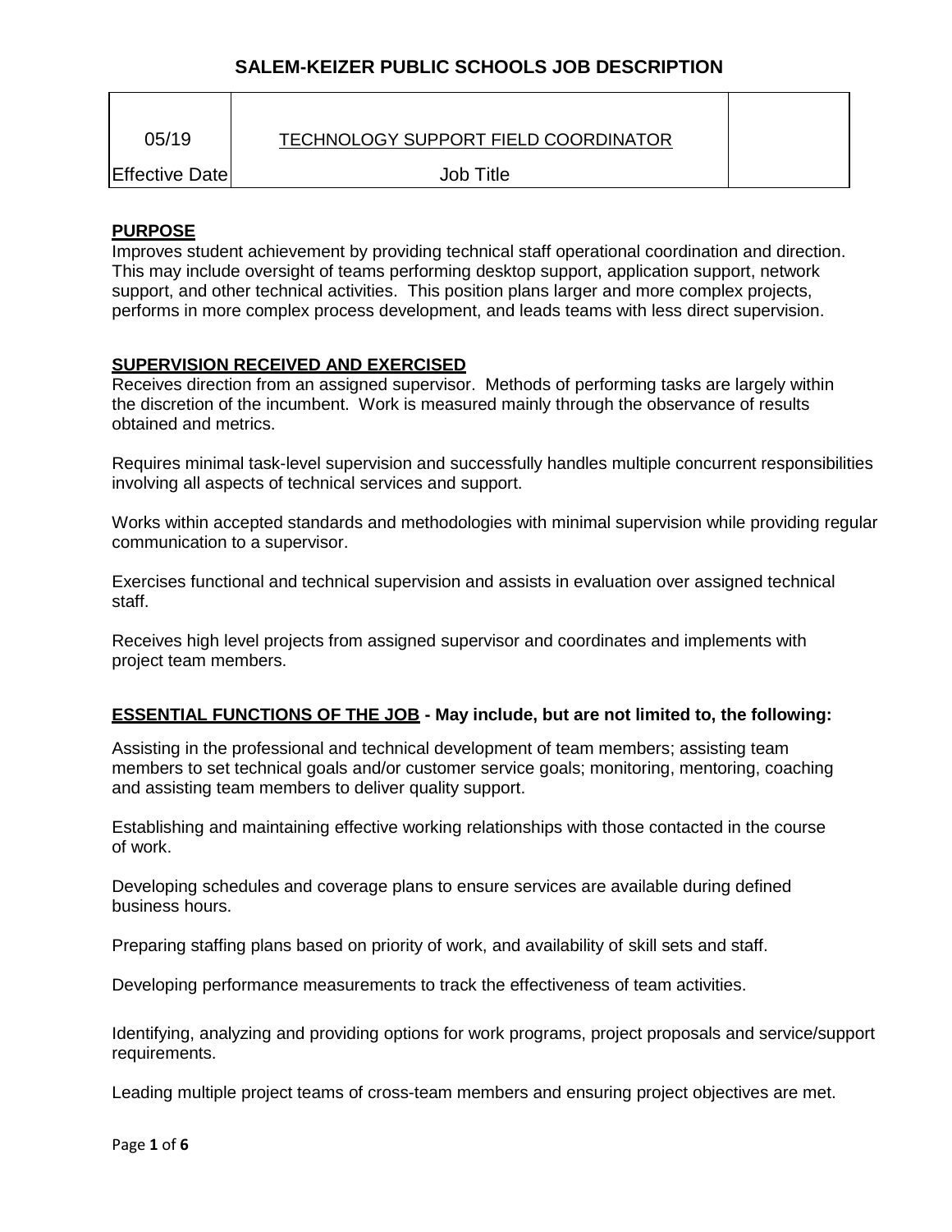# SALEM-KEIZER PUBLIC SCHOOLS JOB DESCRIPTION

| 05/19 | TECHNOLOGY SUPPORT FIELD COORDINATOR | |
|---|---|---|
| Effective Date | Job Title | |

## PURPOSE

Improves student achievement by providing technical staff operational coordination and direction. This may include oversight of teams performing desktop support, application support, network support, and other technical activities. This position plans larger and more complex projects, performs in more complex process development, and leads teams with less direct supervision.

## SUPERVISION RECEIVED AND EXERCISED

Receives direction from an assigned supervisor. Methods of performing tasks are largely within the discretion of the incumbent. Work is measured mainly through the observance of results obtained and metrics.

Requires minimal task-level supervision and successfully handles multiple concurrent responsibilities involving all aspects of technical services and support.

Works within accepted standards and methodologies with minimal supervision while providing regular communication to a supervisor.

Exercises functional and technical supervision and assists in evaluation over assigned technical staff.

Receives high level projects from assigned supervisor and coordinates and implements with project team members.

## ESSENTIAL FUNCTIONS OF THE JOB - May include, but are not limited to, the following:

Assisting in the professional and technical development of team members; assisting team members to set technical goals and/or customer service goals; monitoring, mentoring, coaching and assisting team members to deliver quality support.

Establishing and maintaining effective working relationships with those contacted in the course of work.

Developing schedules and coverage plans to ensure services are available during defined business hours.

Preparing staffing plans based on priority of work, and availability of skill sets and staff.

Developing performance measurements to track the effectiveness of team activities.

Identifying, analyzing and providing options for work programs, project proposals and service/support requirements.

Leading multiple project teams of cross-team members and ensuring project objectives are met.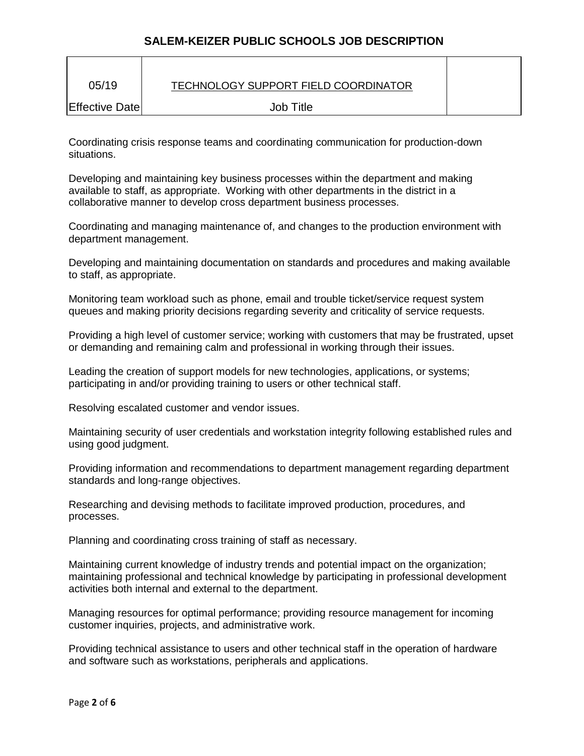Coordinating crisis response teams and coordinating communication for production-down situations.

Developing and maintaining key business processes within the department and making available to staff, as appropriate. Working with other departments in the district in a collaborative manner to develop cross department business processes.

Coordinating and managing maintenance of, and changes to the production environment with department management.

Developing and maintaining documentation on standards and procedures and making available to staff, as appropriate.

Monitoring team workload such as phone, email and trouble ticket/service request system queues and making priority decisions regarding severity and criticality of service requests.

Providing a high level of customer service; working with customers that may be frustrated, upset or demanding and remaining calm and professional in working through their issues.

Leading the creation of support models for new technologies, applications, or systems; participating in and/or providing training to users or other technical staff.

Resolving escalated customer and vendor issues.

Maintaining security of user credentials and workstation integrity following established rules and using good judgment.

Providing information and recommendations to department management regarding department standards and long-range objectives.

Researching and devising methods to facilitate improved production, procedures, and processes.

Planning and coordinating cross training of staff as necessary.

Maintaining current knowledge of industry trends and potential impact on the organization; maintaining professional and technical knowledge by participating in professional development activities both internal and external to the department.

Managing resources for optimal performance; providing resource management for incoming customer inquiries, projects, and administrative work.

Providing technical assistance to users and other technical staff in the operation of hardware and software such as workstations, peripherals and applications.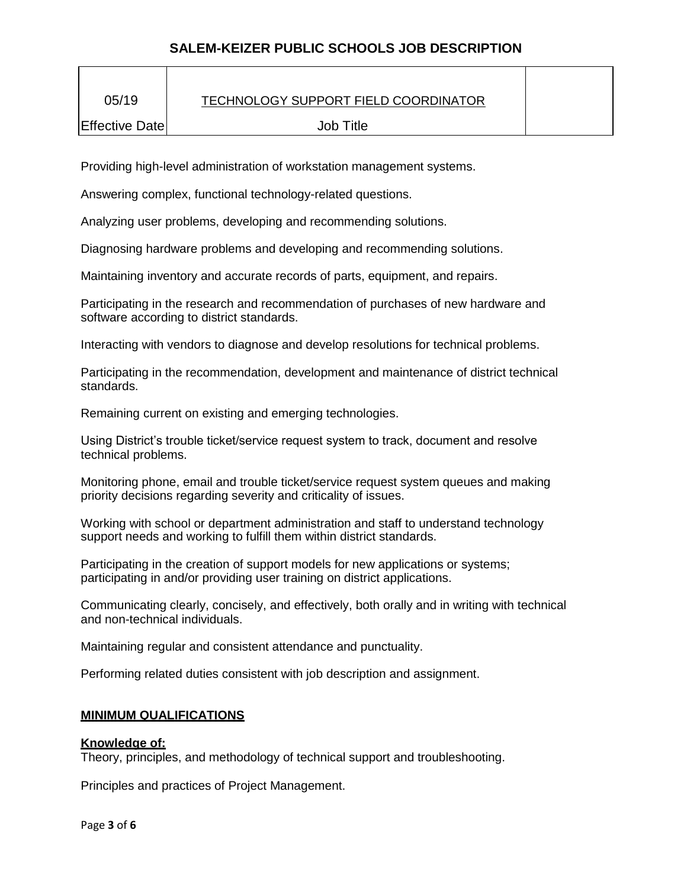Providing high-level administration of workstation management systems.

Answering complex, functional technology-related questions.

Analyzing user problems, developing and recommending solutions.

Diagnosing hardware problems and developing and recommending solutions.

Maintaining inventory and accurate records of parts, equipment, and repairs.

Participating in the research and recommendation of purchases of new hardware and software according to district standards.

Interacting with vendors to diagnose and develop resolutions for technical problems.

Participating in the recommendation, development and maintenance of district technical standards.

Remaining current on existing and emerging technologies.

Using District's trouble ticket/service request system to track, document and resolve technical problems.

Monitoring phone, email and trouble ticket/service request system queues and making priority decisions regarding severity and criticality of issues.

Working with school or department administration and staff to understand technology support needs and working to fulfill them within district standards.

Participating in the creation of support models for new applications or systems; participating in and/or providing user training on district applications.

Communicating clearly, concisely, and effectively, both orally and in writing with technical and non-technical individuals.

Maintaining regular and consistent attendance and punctuality.

Performing related duties consistent with job description and assignment.

## MINIMUM QUALIFICATIONS

**Knowledge of:**

Theory, principles, and methodology of technical support and troubleshooting.

Principles and practices of Project Management.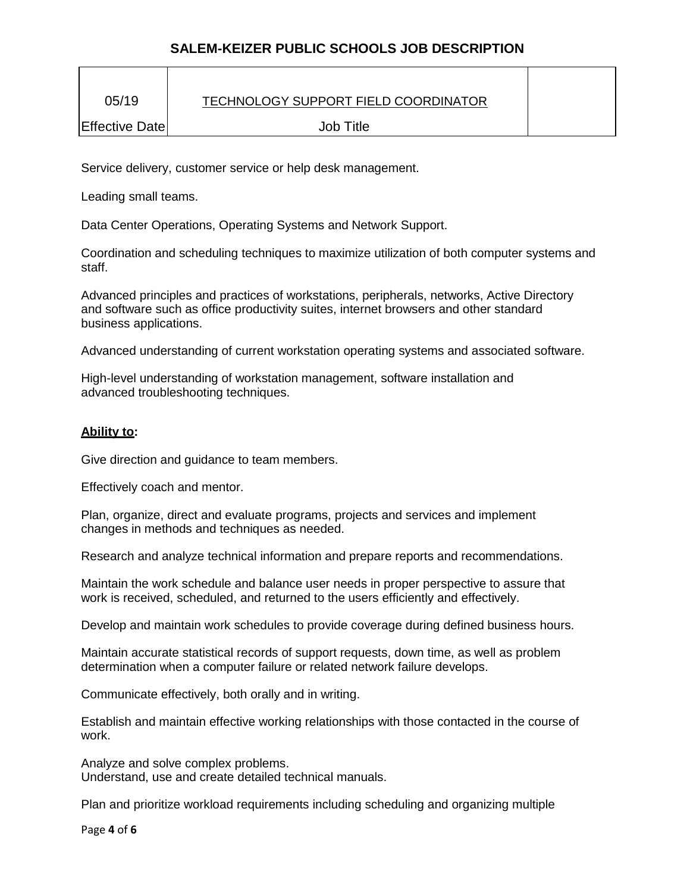Service delivery, customer service or help desk management.

Leading small teams.

Data Center Operations, Operating Systems and Network Support.

Coordination and scheduling techniques to maximize utilization of both computer systems and staff.

Advanced principles and practices of workstations, peripherals, networks, Active Directory and software such as office productivity suites, internet browsers and other standard business applications.

Advanced understanding of current workstation operating systems and associated software.

High-level understanding of workstation management, software installation and advanced troubleshooting techniques.

**Ability to:**

Give direction and guidance to team members.

Effectively coach and mentor.

Plan, organize, direct and evaluate programs, projects and services and implement changes in methods and techniques as needed.

Research and analyze technical information and prepare reports and recommendations.

Maintain the work schedule and balance user needs in proper perspective to assure that work is received, scheduled, and returned to the users efficiently and effectively.

Develop and maintain work schedules to provide coverage during defined business hours.

Maintain accurate statistical records of support requests, down time, as well as problem determination when a computer failure or related network failure develops.

Communicate effectively, both orally and in writing.

Establish and maintain effective working relationships with those contacted in the course of work.

Analyze and solve complex problems.
Understand, use and create detailed technical manuals.

Plan and prioritize workload requirements including scheduling and organizing multiple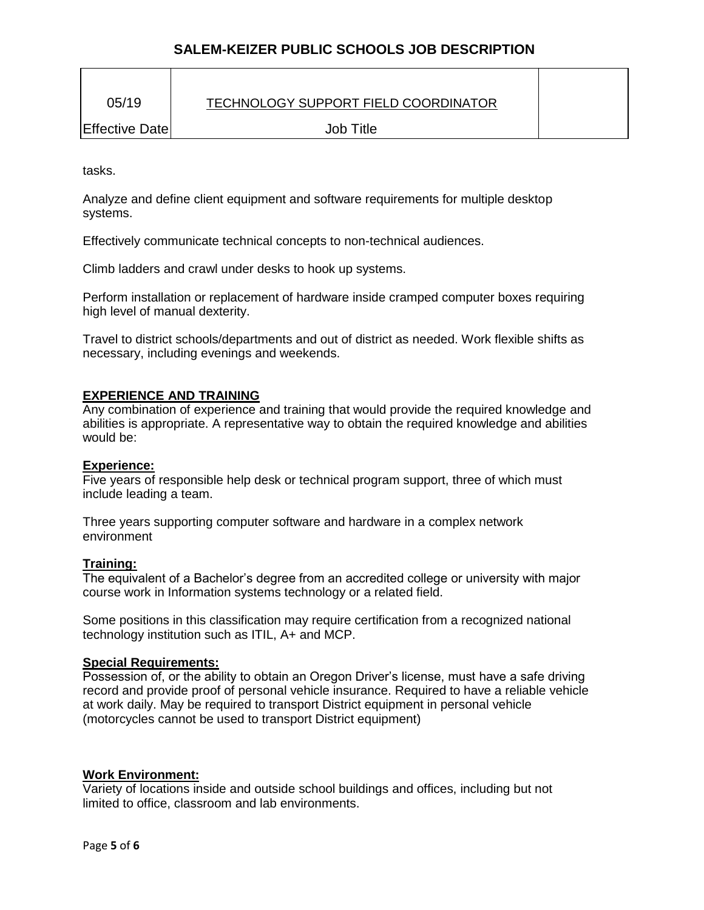tasks.

Analyze and define client equipment and software requirements for multiple desktop systems.

Effectively communicate technical concepts to non-technical audiences.

Climb ladders and crawl under desks to hook up systems.

Perform installation or replacement of hardware inside cramped computer boxes requiring high level of manual dexterity.

Travel to district schools/departments and out of district as needed. Work flexible shifts as necessary, including evenings and weekends.

## EXPERIENCE AND TRAINING

Any combination of experience and training that would provide the required knowledge and abilities is appropriate. A representative way to obtain the required knowledge and abilities would be:

### Experience:

Five years of responsible help desk or technical program support, three of which must include leading a team.

Three years supporting computer software and hardware in a complex network environment

### Training:

The equivalent of a Bachelor's degree from an accredited college or university with major course work in Information systems technology or a related field.

Some positions in this classification may require certification from a recognized national technology institution such as ITIL, A+ and MCP.

### Special Requirements:

Possession of, or the ability to obtain an Oregon Driver's license, must have a safe driving record and provide proof of personal vehicle insurance. Required to have a reliable vehicle at work daily. May be required to transport District equipment in personal vehicle (motorcycles cannot be used to transport District equipment)

### Work Environment:

Variety of locations inside and outside school buildings and offices, including but not limited to office, classroom and lab environments.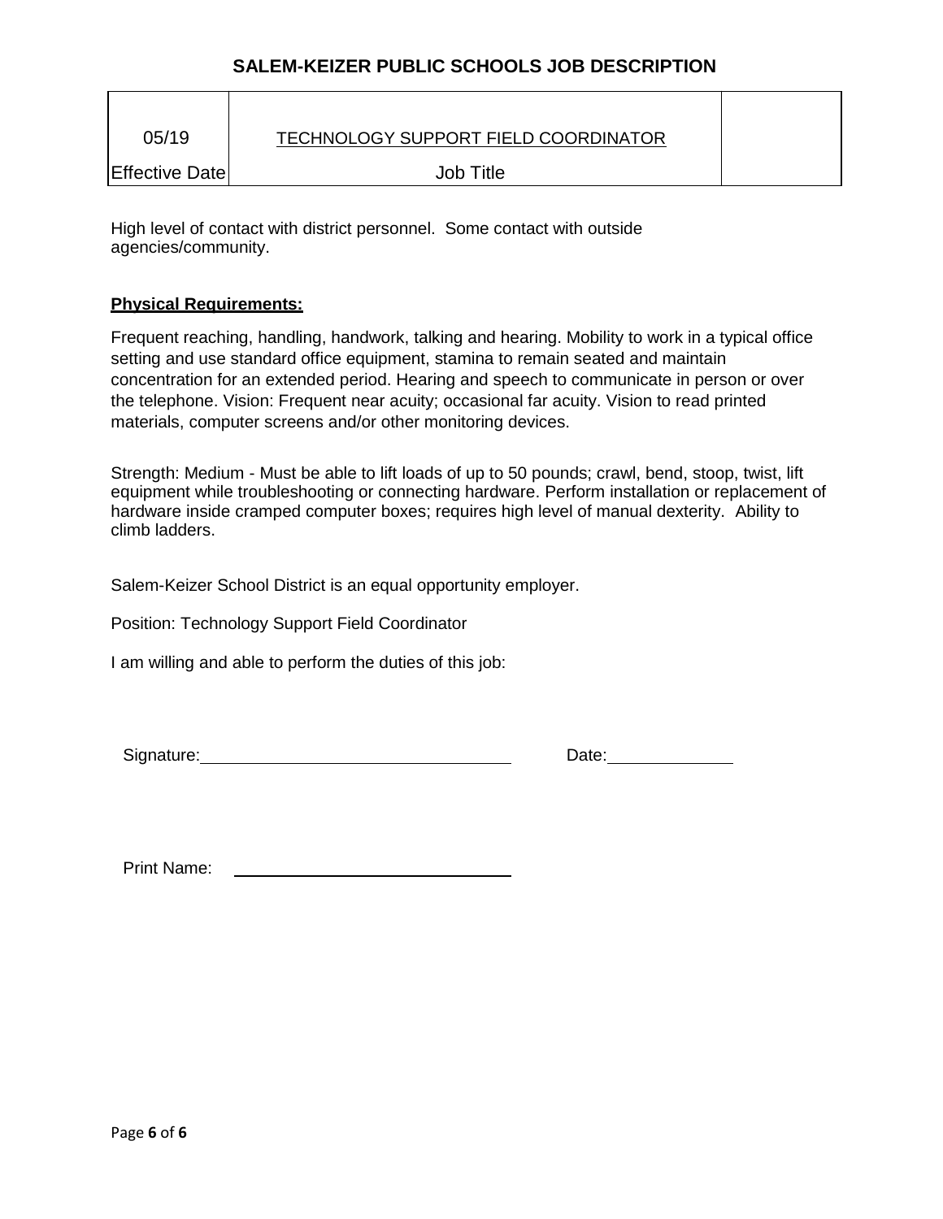## SALEM-KEIZER PUBLIC SCHOOLS JOB DESCRIPTION

| | | |
|---|---|---|
| 05/19 | TECHNOLOGY SUPPORT FIELD COORDINATOR | |
| Effective Date | Job Title | |

High level of contact with district personnel. Some contact with outside agencies/community.

**Physical Requirements:**

Frequent reaching, handling, handwork, talking and hearing. Mobility to work in a typical office setting and use standard office equipment, stamina to remain seated and maintain concentration for an extended period. Hearing and speech to communicate in person or over the telephone. Vision: Frequent near acuity; occasional far acuity. Vision to read printed materials, computer screens and/or other monitoring devices.

Strength: Medium - Must be able to lift loads of up to 50 pounds; crawl, bend, stoop, twist, lift equipment while troubleshooting or connecting hardware. Perform installation or replacement of hardware inside cramped computer boxes; requires high level of manual dexterity. Ability to climb ladders.

Salem-Keizer School District is an equal opportunity employer.

Position: Technology Support Field Coordinator

I am willing and able to perform the duties of this job:

Signature: ______________________________ Date: ____________

Print Name: ______________________________